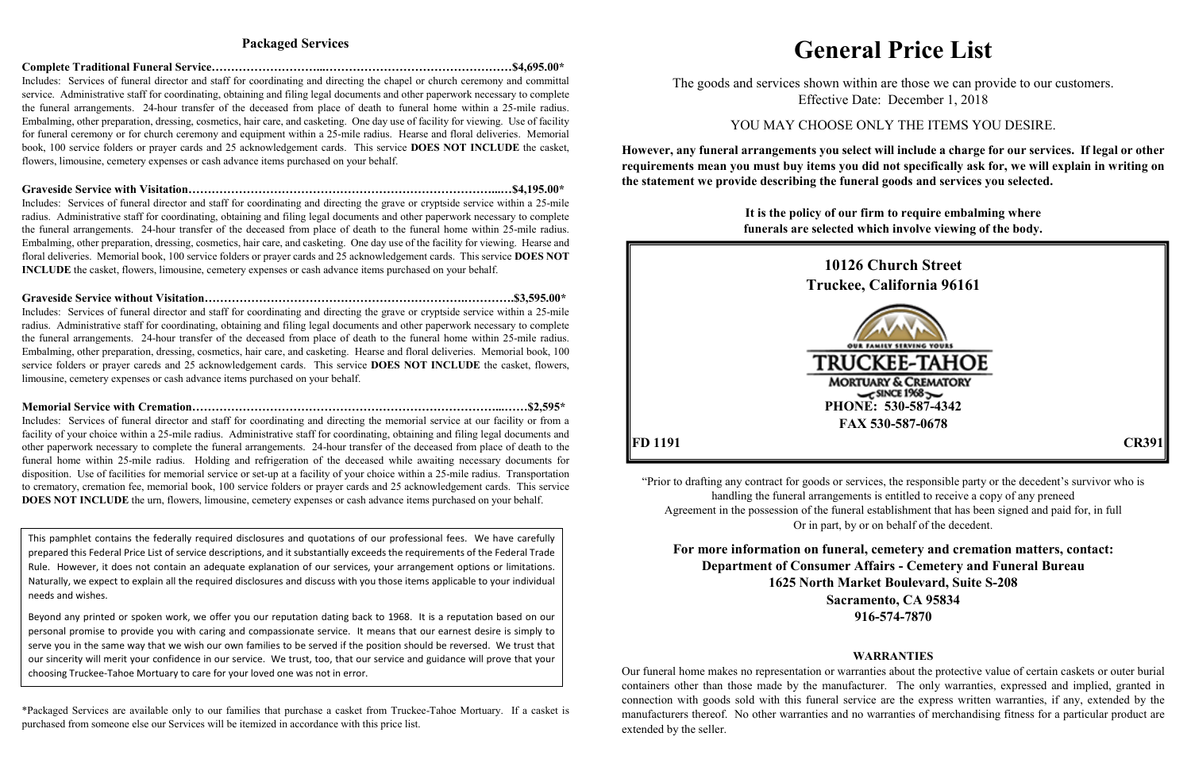## Packaged Services

**Complete Traditional Funeral Service……………………...…………………………………………$4,695.00***

Includes: Services of funeral director and staff for coordinating and directing the chapel or church ceremony and committal service. Administrative staff for coordinating, obtaining and filing legal documents and other paperwork necessary to complete the funeral arrangements. 24-hour transfer of the deceased from place of death to funeral home within a 25-mile radius. Embalming, other preparation, dressing, cosmetics, hair care, and casketing. One day use of facility for viewing. Use of facility for funeral ceremony or for church ceremony and equipment within a 25-mile radius. Hearse and floral deliveries. Memorial book, 100 service folders or prayer cards and 25 acknowledgement cards. This service **DOES NOT INCLUDE** the casket, flowers, limousine, cemetery expenses or cash advance items purchased on your behalf.

**Graveside Service with Visitation……………………………………………………………………...…$4,195.00***

Includes: Services of funeral director and staff for coordinating and directing the grave or cryptside service within a 25-mile radius. Administrative staff for coordinating, obtaining and filing legal documents and other paperwork necessary to complete the funeral arrangements. 24-hour transfer of the deceased from place of death to the funeral home within 25-mile radius. Embalming, other preparation, dressing, cosmetics, hair care, and casketing. One day use of the facility for viewing. Hearse and floral deliveries. Memorial book, 100 service folders or prayer cards and 25 acknowledgement cards. This service **DOES NOT INCLUDE** the casket, flowers, limousine, cemetery expenses or cash advance items purchased on your behalf.

**Graveside Service without Visitation…………………………………………………………..………….$3,595.00***

Includes: Services of funeral director and staff for coordinating and directing the grave or cryptside service within a 25-mile radius. Administrative staff for coordinating, obtaining and filing legal documents and other paperwork necessary to complete the funeral arrangements. 24-hour transfer of the deceased from place of death to the funeral home within 25-mile radius. Embalming, other preparation, dressing, cosmetics, hair care, and casketing. Hearse and floral deliveries. Memorial book, 100 service folders or prayer careds and 25 acknowledgement cards. This service **DOES NOT INCLUDE** the casket, flowers, limousine, cemetery expenses or cash advance items purchased on your behalf.

**Memorial Service with Cremation…………………………………………………………………...……$2,595***

Includes: Services of funeral director and staff for coordinating and directing the memorial service at our facility or from a facility of your choice within a 25-mile radius. Administrative staff for coordinating, obtaining and filing legal documents and other paperwork necessary to complete the funeral arrangements. 24-hour transfer of the deceased from place of death to the funeral home within 25-mile radius. Holding and refrigeration of the deceased while awaiting necessary documents for disposition. Use of facilities for memorial service or set-up at a facility of your choice within a 25-mile radius. Transportation to crematory, cremation fee, memorial book, 100 service folders or prayer cards and 25 acknowledgement cards. This service **DOES NOT INCLUDE** the urn, flowers, limousine, cemetery expenses or cash advance items purchased on your behalf.

This pamphlet contains the federally required disclosures and quotations of our professional fees. We have carefully prepared this Federal Price List of service descriptions, and it substantially exceeds the requirements of the Federal Trade Rule. However, it does not contain an adequate explanation of our services, your arrangement options or limitations. Naturally, we expect to explain all the required disclosures and discuss with you those items applicable to your individual needs and wishes.

Beyond any printed or spoken work, we offer you our reputation dating back to 1968. It is a reputation based on our personal promise to provide you with caring and compassionate service. It means that our earnest desire is simply to serve you in the same way that we wish our own families to be served if the position should be reversed. We trust that our sincerity will merit your confidence in our service. We trust, too, that our service and guidance will prove that your choosing Truckee-Tahoe Mortuary to care for your loved one was not in error.

*Packaged Services are available only to our families that purchase a casket from Truckee-Tahoe Mortuary. If a casket is purchased from someone else our Services will be itemized in accordance with this price list.

# General Price List

The goods and services shown within are those we can provide to our customers.
Effective Date: December 1, 2018

YOU MAY CHOOSE ONLY THE ITEMS YOU DESIRE.

**However, any funeral arrangements you select will include a charge for our services. If legal or other requirements mean you must buy items you did not specifically ask for, we will explain in writing on the statement we provide describing the funeral goods and services you selected.**

**It is the policy of our firm to require embalming where funerals are selected which involve viewing of the body.**

**10126 Church Street**
**Truckee, California 96161**

OUR FAMILY SERVING YOURS
TRUCKEE-TAHOE
MORTUARY & CREMATORY
SINCE 1968

**PHONE: 530-587-4342**
**FAX 530-587-0678**

**FD 1191** **CR391**

"Prior to drafting any contract for goods or services, the responsible party or the decedent's survivor who is handling the funeral arrangements is entitled to receive a copy of any preneed Agreement in the possession of the funeral establishment that has been signed and paid for, in full Or in part, by or on behalf of the decedent.

**For more information on funeral, cemetery and cremation matters, contact:**
**Department of Consumer Affairs - Cemetery and Funeral Bureau**
**1625 North Market Boulevard, Suite S-208**
**Sacramento, CA 95834**
**916-574-7870**

### WARRANTIES

Our funeral home makes no representation or warranties about the protective value of certain caskets or outer burial containers other than those made by the manufacturer. The only warranties, expressed and implied, granted in connection with goods sold with this funeral service are the express written warranties, if any, extended by the manufacturers thereof. No other warranties and no warranties of merchandising fitness for a particular product are extended by the seller.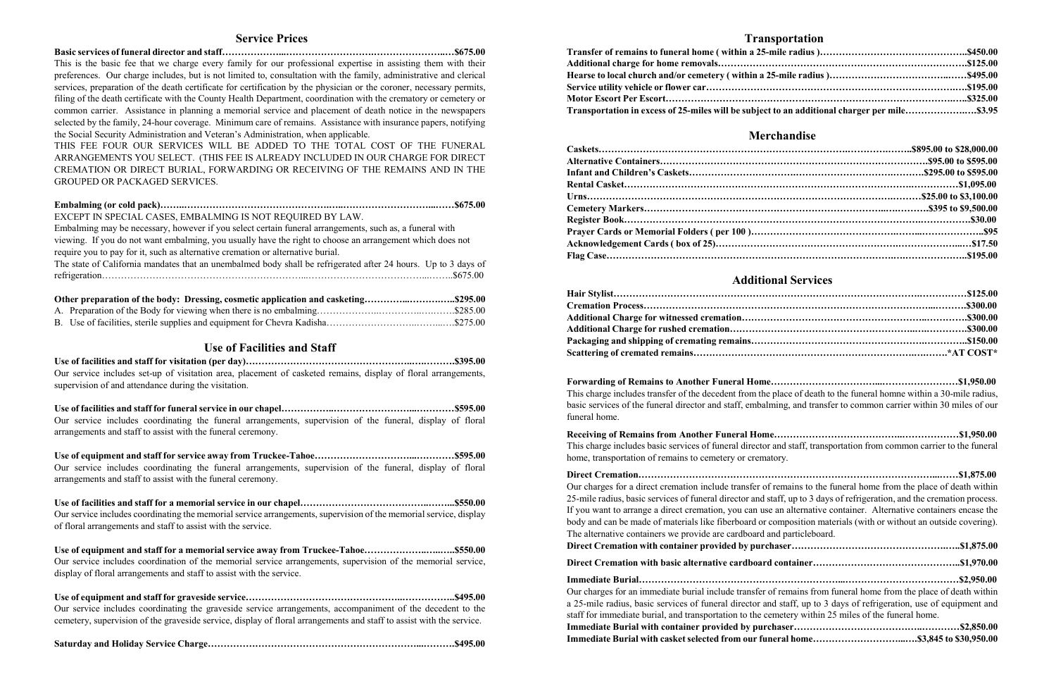## Service Prices

**Basic services of funeral director and staff……………………………………………………………$675.00**

This is the basic fee that we charge every family for our professional expertise in assisting them with their preferences. Our charge includes, but is not limited to, consultation with the family, administrative and clerical services, preparation of the death certificate for certification by the physician or the coroner, necessary permits, filing of the death certificate with the County Health Department, coordination with the crematory or cemetery or common carrier. Assistance in planning a memorial service and placement of death notice in the newspapers selected by the family, 24-hour coverage. Minimum care of remains. Assistance with insurance papers, notifying the Social Security Administration and Veteran's Administration, when applicable.

THIS FEE FOUR OUR SERVICES WILL BE ADDED TO THE TOTAL COST OF THE FUNERAL ARRANGEMENTS YOU SELECT. (THIS FEE IS ALREADY INCLUDED IN OUR CHARGE FOR DIRECT CREMATION OR DIRECT BURIAL, FORWARDING OR RECEIVING OF THE REMAINS AND IN THE GROUPED OR PACKAGED SERVICES.

**Embalming (or cold pack)………………………………………………………………………………$675.00**

EXCEPT IN SPECIAL CASES, EMBALMING IS NOT REQUIRED BY LAW.

Embalming may be necessary, however if you select certain funeral arrangements, such as, a funeral with viewing. If you do not want embalming, you usually have the right to choose an arrangement which does not require you to pay for it, such as alternative cremation or alternative burial.

The state of California mandates that an unembalmed body shall be refrigerated after 24 hours. Up to 3 days of refrigeration………………………………………………………………………………………$675.00

**Other preparation of the body: Dressing, cosmetic application and casketing…………………$295.00**

A. Preparation of the Body for viewing when there is no embalming……………………………$285.00

B. Use of facilities, sterile supplies and equipment for Chevra Kadisha……………………………$275.00

## Use of Facilities and Staff

**Use of facilities and staff for visitation (per day)…………………………………………………$395.00**

Our service includes set-up of visitation area, placement of casketed remains, display of floral arrangements, supervision of and attendance during the visitation.

**Use of facilities and staff for funeral service in our chapel………………………………………$595.00**

Our service includes coordinating the funeral arrangements, supervision of the funeral, display of floral arrangements and staff to assist with the funeral ceremony.

**Use of equipment and staff for service away from Truckee-Tahoe………………………………$595.00**

Our service includes coordinating the funeral arrangements, supervision of the funeral, display of floral arrangements and staff to assist with the funeral ceremony.

**Use of facilities and staff for a memorial service in our chapel…………………………………$550.00**

Our service includes coordinating the memorial service arrangements, supervision of the memorial service, display of floral arrangements and staff to assist with the service.

**Use of equipment and staff for a memorial service away from Truckee-Tahoe…………………$550.00**

Our service includes coordination of the memorial service arrangements, supervision of the memorial service, display of floral arrangements and staff to assist with the service.

**Use of equipment and staff for graveside service…………………………………………………$495.00**

Our service includes coordinating the graveside service arrangements, accompaniment of the decedent to the cemetery, supervision of the graveside service, display of floral arrangements and staff to assist with the service.

**Saturday and Holiday Service Charge……………………………………………………………$495.00**

## Transportation

**Transfer of remains to funeral home ( within a 25-mile radius )……………………………………$450.00**

**Additional charge for home removals…………………………………………………………………$125.00**

**Hearse to local church and/or cemetery ( within a 25-mile radius )…………………………………$495.00**

**Service utility vehicle or flower car……………………………………………………………………$195.00**

**Motor Escort Per Escort………………………………………………………………………………$325.00**

**Transportation in excess of 25-miles will be subject to an additional charger per mile………………$3.95**

## Merchandise

**Caskets………………………………………………………………………………$895.00 to $28,000.00**

**Alternative Containers……………………………………………………………………$95.00 to $595.00**

**Infant and Children's Caskets……………………………………………………………$295.00 to $595.00**

**Rental Casket………………………………………………………………………………………$1,095.00**

**Urns…………………………………………………………………………………$25.00 to $3,100.00**

**Cemetery Markers……………………………………………………………………$395 to $9,500.00**

**Register Book…………………………………………………………………………………………$30.00**

**Prayer Cards or Memorial Folders ( per 100 )……………………………………………………………$95**

**Acknowledgement Cards ( box of 25)…………………………………………………………………$17.50**

**Flag Case………………………………………………………………………………………………$195.00**

## Additional Services

**Hair Stylist……………………………………………………………………………………………$125.00**

**Cremation Process……………………………………………………………………………………$300.00**

**Additional Charge for witnessed cremation…………………………………………………………$300.00**

**Additional Charge for rushed cremation……………………………………………………………$300.00**

**Packaging and shipping of cremating remains………………………………………………………$150.00**

**Scattering of cremated remains…………………………………………………………………*AT COST***

**Forwarding of Remains to Another Funeral Home……………………………………………$1,950.00**

This charge includes transfer of the decedent from the place of death to the funeral homne within a 30-mile radius, basic services of the funeral director and staff, embalming, and transfer to common carrier within 30 miles of our funeral home.

**Receiving of Remains from Another Funeral Home……………………………………………$1,950.00**

This charge includes basic services of funeral director and staff, transportation from common carrier to the funeral home, transportation of remains to cemetery or crematory.

**Direct Cremation…………………………………………………………………………………$1,875.00**

Our charges for a direct cremation include transfer of remains to the funeral home from the place of death within 25-mile radius, basic services of funeral director and staff, up to 3 days of refrigeration, and the cremation process. If you want to arrange a direct cremation, you can use an alternative container. Alternative containers encase the body and can be made of materials like fiberboard or composition materials (with or without an outside covering). The alternative containers we provide are cardboard and particleboard.

**Direct Cremation with container provided by purchaser……………………………………………$1,875.00**

**Direct Cremation with basic alternative cardboard container………………………………………$1,970.00**

**Immediate Burial…………………………………………………………………………………$2,950.00**

Our charges for an immediate burial include transfer of remains from funeral home from the place of death within a 25-mile radius, basic services of funeral director and staff, up to 3 days of refrigeration, use of equipment and staff for immediate burial, and transportation to the cemetery within 25 miles of the funeral home.

**Immediate Burial with container provided by purchaser……………………………………………$2,850.00**

**Immediate Burial with casket selected from our funeral home…………………………$3,845 to $30,950.00**